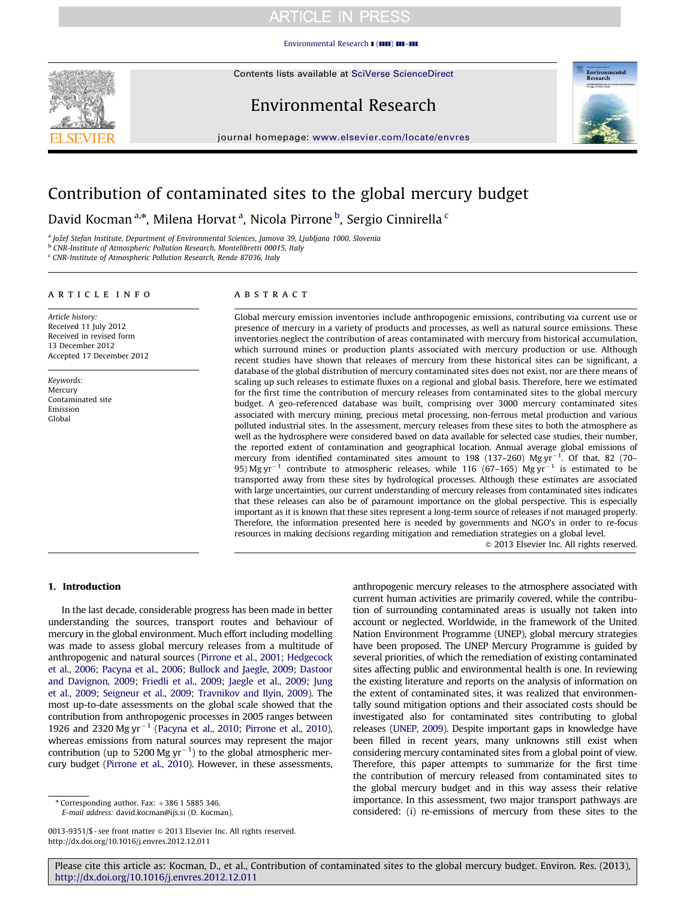# Contribution of contaminated sites to the global mercury budget

David Kocman[a,*], Milena Horvat[a], Nicola Pirrone[b], Sergio Cinnirella[c]

[a] Jožef Stefan Institute, Department of Environmental Sciences, Jamova 39, Ljubljana 1000, Slovenia
[b] CNR-Institute of Atmospheric Pollution Research, Montelibretti 00015, Italy
[c] CNR-Institute of Atmospheric Pollution Research, Rende 87036, Italy

## ARTICLE INFO

*Article history:*
Received 11 July 2012
Received in revised form 13 December 2012
Accepted 17 December 2012

*Keywords:*
Mercury
Contaminated site
Emission
Global

## ABSTRACT

Global mercury emission inventories include anthropogenic emissions, contributing via current use or presence of mercury in a variety of products and processes, as well as natural source emissions. These inventories neglect the contribution of areas contaminated with mercury from historical accumulation, which surround mines or production plants associated with mercury production or use. Although recent studies have shown that releases of mercury from these historical sites can be significant, a database of the global distribution of mercury contaminated sites does not exist, nor are there means of scaling up such releases to estimate fluxes on a regional and global basis. Therefore, here we estimated for the first time the contribution of mercury releases from contaminated sites to the global mercury budget. A geo-referenced database was built, comprising over 3000 mercury contaminated sites associated with mercury mining, precious metal processing, non-ferrous metal production and various polluted industrial sites. In the assessment, mercury releases from these sites to both the atmosphere as well as the hydrosphere were considered based on data available for selected case studies, their number, the reported extent of contamination and geographical location. Annual average global emissions of mercury from identified contaminated sites amount to 198 (137–260) Mg yr$^{-1}$. Of that, 82 (70–95) Mg yr$^{-1}$ contribute to atmospheric releases, while 116 (67–165) Mg yr$^{-1}$ is estimated to be transported away from these sites by hydrological processes. Although these estimates are associated with large uncertainties, our current understanding of mercury releases from contaminated sites indicates that these releases can also be of paramount importance on the global perspective. This is especially important as it is known that these sites represent a long-term source of releases if not managed properly. Therefore, the information presented here is needed by governments and NGO's in order to re-focus resources in making decisions regarding mitigation and remediation strategies on a global level.

© 2013 Elsevier Inc. All rights reserved.

## 1. Introduction

In the last decade, considerable progress has been made in better understanding the sources, transport routes and behaviour of mercury in the global environment. Much effort including modelling was made to assess global mercury releases from a multitude of anthropogenic and natural sources (Pirrone et al., 2001; Hedgecock et al., 2006; Pacyna et al., 2006; Bullock and Jaegle, 2009; Dastoor and Davignon, 2009; Friedli et al., 2009; Jaegle et al., 2009; Jung et al., 2009; Seigneur et al., 2009; Travnikov and Ilyin, 2009). The most up-to-date assessments on the global scale showed that the contribution from anthropogenic processes in 2005 ranges between 1926 and 2320 Mg yr$^{-1}$ (Pacyna et al., 2010; Pirrone et al., 2010), whereas emissions from natural sources may represent the major contribution (up to 5200 Mg yr$^{-1}$) to the global atmospheric mercury budget (Pirrone et al., 2010). However, in these assessments, anthropogenic mercury releases to the atmosphere associated with current human activities are primarily covered, while the contribution of surrounding contaminated areas is usually not taken into account or neglected. Worldwide, in the framework of the United Nation Environment Programme (UNEP), global mercury strategies have been proposed. The UNEP Mercury Programme is guided by several priorities, of which the remediation of existing contaminated sites affecting public and environmental health is one. In reviewing the existing literature and reports on the analysis of information on the extent of contaminated sites, it was realized that environmentally sound mitigation options and their associated costs should be investigated also for contaminated sites contributing to global releases (UNEP, 2009). Despite important gaps in knowledge have been filled in recent years, many unknowns still exist when considering mercury contaminated sites from a global point of view. Therefore, this paper attempts to summarize for the first time the contribution of mercury released from contaminated sites to the global mercury budget and in this way assess their relative importance. In this assessment, two major transport pathways are considered: (i) re-emissions of mercury from these sites to the

* Corresponding author. Fax: +386 1 5885 346.
*E-mail address:* david.kocman@ijs.si (D. Kocman).

0013-9351/$ - see front matter © 2013 Elsevier Inc. All rights reserved.
http://dx.doi.org/10.1016/j.envres.2012.12.011

Please cite this article as: Kocman, D., et al., Contribution of contaminated sites to the global mercury budget. Environ. Res. (2013), http://dx.doi.org/10.1016/j.envres.2012.12.011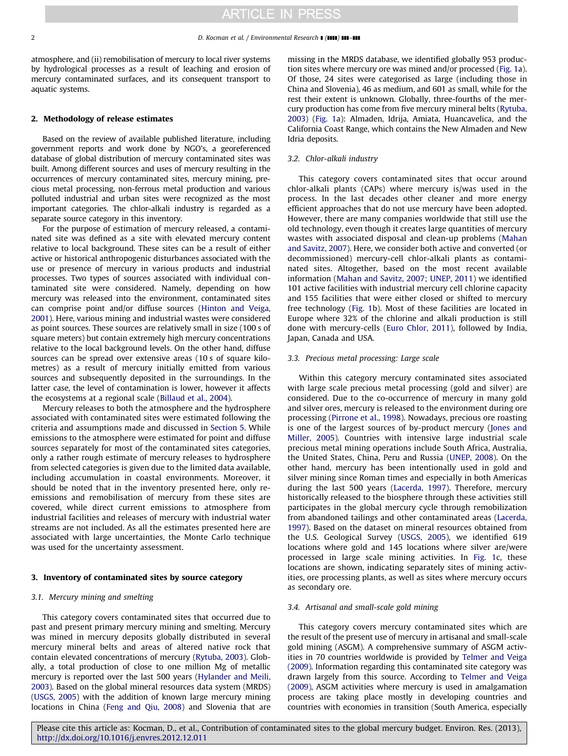atmosphere, and (ii) remobilisation of mercury to local river systems by hydrological processes as a result of leaching and erosion of mercury contaminated surfaces, and its consequent transport to aquatic systems.

## 2. Methodology of release estimates

Based on the review of available published literature, including government reports and work done by NGO's, a georeferenced database of global distribution of mercury contaminated sites was built. Among different sources and uses of mercury resulting in the occurrences of mercury contaminated sites, mercury mining, precious metal processing, non-ferrous metal production and various polluted industrial and urban sites were recognized as the most important categories. The chlor-alkali industry is regarded as a separate source category in this inventory.

For the purpose of estimation of mercury released, a contaminated site was defined as a site with elevated mercury content relative to local background. These sites can be a result of either active or historical anthropogenic disturbances associated with the use or presence of mercury in various products and industrial processes. Two types of sources associated with individual contaminated site were considered. Namely, depending on how mercury was released into the environment, contaminated sites can comprise point and/or diffuse sources (Hinton and Veiga, 2001). Here, various mining and industrial wastes were considered as point sources. These sources are relatively small in size (100 s of square meters) but contain extremely high mercury concentrations relative to the local background levels. On the other hand, diffuse sources can be spread over extensive areas (10 s of square kilometres) as a result of mercury initially emitted from various sources and subsequently deposited in the surroundings. In the latter case, the level of contamination is lower, however it affects the ecosystems at a regional scale (Billaud et al., 2004).

Mercury releases to both the atmosphere and the hydrosphere associated with contaminated sites were estimated following the criteria and assumptions made and discussed in Section 5. While emissions to the atmosphere were estimated for point and diffuse sources separately for most of the contaminated sites categories, only a rather rough estimate of mercury releases to hydrosphere from selected categories is given due to the limited data available, including accumulation in coastal environments. Moreover, it should be noted that in the inventory presented here, only re-emissions and remobilisation of mercury from these sites are covered, while direct current emissions to atmosphere from industrial facilities and releases of mercury with industrial water streams are not included. As all the estimates presented here are associated with large uncertainties, the Monte Carlo technique was used for the uncertainty assessment.

## 3. Inventory of contaminated sites by source category

### 3.1. Mercury mining and smelting

This category covers contaminated sites that occurred due to past and present primary mercury mining and smelting. Mercury was mined in mercury deposits globally distributed in several mercury mineral belts and areas of altered native rock that contain elevated concentrations of mercury (Rytuba, 2003). Globally, a total production of close to one million Mg of metallic mercury is reported over the last 500 years (Hylander and Meili, 2003). Based on the global mineral resources data system (MRDS) (USGS, 2005) with the addition of known large mercury mining locations in China (Feng and Qiu, 2008) and Slovenia that are missing in the MRDS database, we identified globally 953 production sites where mercury ore was mined and/or processed (Fig. 1a). Of those, 24 sites were categorised as large (including those in China and Slovenia), 46 as medium, and 601 as small, while for the rest their extent is unknown. Globally, three-fourths of the mercury production has come from five mercury mineral belts (Rytuba, 2003) (Fig. 1a): Almaden, Idrija, Amiata, Huancavelica, and the California Coast Range, which contains the New Almaden and New Idria deposits.

### 3.2. Chlor-alkali industry

This category covers contaminated sites that occur around chlor-alkali plants (CAPs) where mercury is/was used in the process. In the last decades other cleaner and more energy efficient approaches that do not use mercury have been adopted. However, there are many companies worldwide that still use the old technology, even though it creates large quantities of mercury wastes with associated disposal and clean-up problems (Mahan and Savitz, 2007). Here, we consider both active and converted (or decommissioned) mercury-cell chlor-alkali plants as contaminated sites. Altogether, based on the most recent available information (Mahan and Savitz, 2007; UNEP, 2011) we identified 101 active facilities with industrial mercury cell chlorine capacity and 155 facilities that were either closed or shifted to mercury free technology (Fig. 1b). Most of these facilities are located in Europe where 32% of the chlorine and alkali production is still done with mercury-cells (Euro Chlor, 2011), followed by India, Japan, Canada and USA.

### 3.3. Precious metal processing: Large scale

Within this category mercury contaminated sites associated with large scale precious metal processing (gold and silver) are considered. Due to the co-occurrence of mercury in many gold and silver ores, mercury is released to the environment during ore processing (Pirrone et al., 1998). Nowadays, precious ore roasting is one of the largest sources of by-product mercury (Jones and Miller, 2005). Countries with intensive large industrial scale precious metal mining operations include South Africa, Australia, the United States, China, Peru and Russia (UNEP, 2008). On the other hand, mercury has been intentionally used in gold and silver mining since Roman times and especially in both Americas during the last 500 years (Lacerda, 1997). Therefore, mercury historically released to the biosphere through these activities still participates in the global mercury cycle through remobilization from abandoned tailings and other contaminated areas (Lacerda, 1997). Based on the dataset on mineral resources obtained from the U.S. Geological Survey (USGS, 2005), we identified 619 locations where gold and 145 locations where silver are/were processed in large scale mining activities. In Fig. 1c, these locations are shown, indicating separately sites of mining activities, ore processing plants, as well as sites where mercury occurs as secondary ore.

### 3.4. Artisanal and small-scale gold mining

This category covers mercury contaminated sites which are the result of the present use of mercury in artisanal and small-scale gold mining (ASGM). A comprehensive summary of ASGM activities in 70 countries worldwide is provided by Telmer and Veiga (2009). Information regarding this contaminated site category was drawn largely from this source. According to Telmer and Veiga (2009), ASGM activities where mercury is used in amalgamation process are taking place mostly in developing countries and countries with economies in transition (South America, especially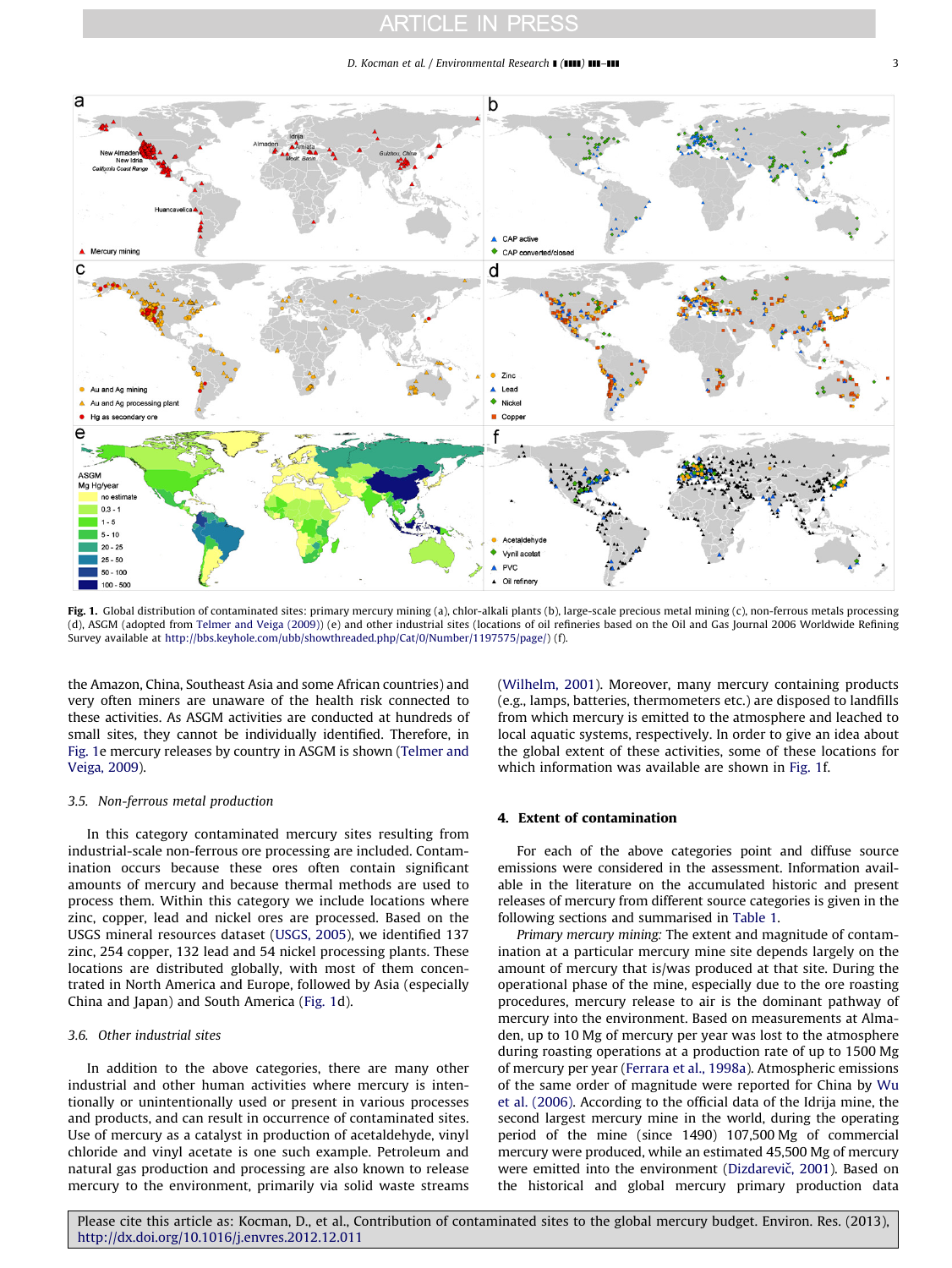Fig. 1. Global distribution of contaminated sites: primary mercury mining (a), chlor-alkali plants (b), large-scale precious metal mining (c), non-ferrous metals processing (d), ASGM (adopted from Telmer and Veiga (2009)) (e) and other industrial sites (locations of oil refineries based on the Oil and Gas Journal 2006 Worldwide Refining Survey available at http://bbs.keyhole.com/ubb/showthreaded.php/Cat/0/Number/1197575/page/) (f).

the Amazon, China, Southeast Asia and some African countries) and very often miners are unaware of the health risk connected to these activities. As ASGM activities are conducted at hundreds of small sites, they cannot be individually identified. Therefore, in Fig. 1e mercury releases by country in ASGM is shown (Telmer and Veiga, 2009).

### 3.5. Non-ferrous metal production

In this category contaminated mercury sites resulting from industrial-scale non-ferrous ore processing are included. Contamination occurs because these ores often contain significant amounts of mercury and because thermal methods are used to process them. Within this category we include locations where zinc, copper, lead and nickel ores are processed. Based on the USGS mineral resources dataset (USGS, 2005), we identified 137 zinc, 254 copper, 132 lead and 54 nickel processing plants. These locations are distributed globally, with most of them concentrated in North America and Europe, followed by Asia (especially China and Japan) and South America (Fig. 1d).

### 3.6. Other industrial sites

In addition to the above categories, there are many other industrial and other human activities where mercury is intentionally or unintentionally used or present in various processes and products, and can result in occurrence of contaminated sites. Use of mercury as a catalyst in production of acetaldehyde, vinyl chloride and vinyl acetate is one such example. Petroleum and natural gas production and processing are also known to release mercury to the environment, primarily via solid waste streams (Wilhelm, 2001). Moreover, many mercury containing products (e.g., lamps, batteries, thermometers etc.) are disposed to landfills from which mercury is emitted to the atmosphere and leached to local aquatic systems, respectively. In order to give an idea about the global extent of these activities, some of these locations for which information was available are shown in Fig. 1f.

## 4. Extent of contamination

For each of the above categories point and diffuse source emissions were considered in the assessment. Information available in the literature on the accumulated historic and present releases of mercury from different source categories is given in the following sections and summarised in Table 1.

*Primary mercury mining:* The extent and magnitude of contamination at a particular mercury mine site depends largely on the amount of mercury that is/was produced at that site. During the operational phase of the mine, especially due to the ore roasting procedures, mercury release to air is the dominant pathway of mercury into the environment. Based on measurements at Almadén, up to 10 Mg of mercury per year was lost to the atmosphere during roasting operations at a production rate of up to 1500 Mg of mercury per year (Ferrara et al., 1998a). Atmospheric emissions of the same order of magnitude were reported for China by Wu et al. (2006). According to the official data of the Idrija mine, the second largest mercury mine in the world, during the operating period of the mine (since 1490) 107,500 Mg of commercial mercury were produced, while an estimated 45,500 Mg of mercury were emitted into the environment (Dizdarevič, 2001). Based on the historical and global mercury primary production data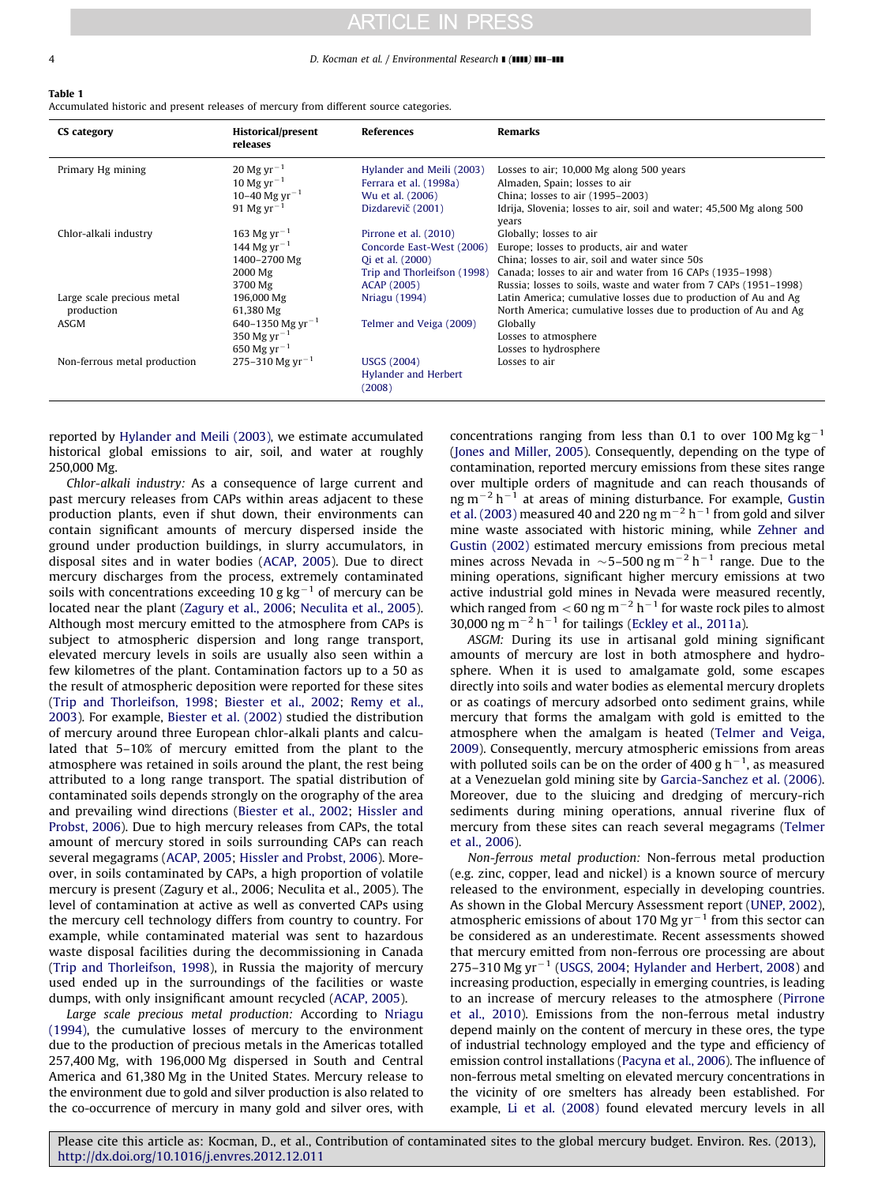**Table 1**
Accumulated historic and present releases of mercury from different source categories.

| CS category | Historical/present releases | References | Remarks |
|---|---|---|---|
| Primary Hg mining | 20 Mg $yr^{-1}$ | Hylander and Meili (2003) | Losses to air; 10,000 Mg along 500 years |
| | 10 Mg $yr^{-1}$ | Ferrara et al. (1998a) | Almaden, Spain; losses to air |
| | 10–40 Mg $yr^{-1}$ | Wu et al. (2006) | China; losses to air (1995–2003) |
| | 91 Mg $yr^{-1}$ | Dizdarevič (2001) | Idrija, Slovenia; losses to air, soil and water; 45,500 Mg along 500 years |
| Chlor-alkali industry | 163 Mg $yr^{-1}$ | Pirrone et al. (2010) | Globally; losses to air |
| | 144 Mg $yr^{-1}$ | Concorde East-West (2006) | Europe; losses to products, air and water |
| | 1400–2700 Mg | Qi et al. (2000) | China; losses to air, soil and water since 50s |
| | 2000 Mg | Trip and Thorleifson (1998) | Canada; losses to air and water from 16 CAPs (1935–1998) |
| | 3700 Mg | ACAP (2005) | Russia; losses to soils, waste and water from 7 CAPs (1951–1998) |
| Large scale precious metal production | 196,000 Mg | Nriagu (1994) | Latin America; cumulative losses due to production of Au and Ag |
| | 61,380 Mg | | North America; cumulative losses due to production of Au and Ag |
| ASGM | 640–1350 Mg $yr^{-1}$ | Telmer and Veiga (2009) | Globally |
| | 350 Mg $yr^{-1}$ | | Losses to atmosphere |
| | 650 Mg $yr^{-1}$ | | Losses to hydrosphere |
| Non-ferrous metal production | 275–310 Mg $yr^{-1}$ | USGS (2004); Hylander and Herbert (2008) | Losses to air |

reported by Hylander and Meili (2003), we estimate accumulated historical global emissions to air, soil, and water at roughly 250,000 Mg.

*Chlor-alkali industry:* As a consequence of large current and past mercury releases from CAPs within areas adjacent to these production plants, even if shut down, their environments can contain significant amounts of mercury dispersed inside the ground under production buildings, in slurry accumulators, in disposal sites and in water bodies (ACAP, 2005). Due to direct mercury discharges from the process, extremely contaminated soils with concentrations exceeding 10 g $kg^{-1}$ of mercury can be located near the plant (Zagury et al., 2006; Neculita et al., 2005). Although most mercury emitted to the atmosphere from CAPs is subject to atmospheric dispersion and long range transport, elevated mercury levels in soils are usually also seen within a few kilometres of the plant. Contamination factors up to a 50 as the result of atmospheric deposition were reported for these sites (Trip and Thorleifson, 1998; Biester et al., 2002; Remy et al., 2003). For example, Biester et al. (2002) studied the distribution of mercury around three European chlor-alkali plants and calculated that 5–10% of mercury emitted from the plant to the atmosphere was retained in soils around the plant, the rest being attributed to a long range transport. The spatial distribution of contaminated soils depends strongly on the orography of the area and prevailing wind directions (Biester et al., 2002; Hissler and Probst, 2006). Due to high mercury releases from CAPs, the total amount of mercury stored in soils surrounding CAPs can reach several megagrams (ACAP, 2005; Hissler and Probst, 2006). Moreover, in soils contaminated by CAPs, a high proportion of volatile mercury is present (Zagury et al., 2006; Neculita et al., 2005). The level of contamination at active as well as converted CAPs using the mercury cell technology differs from country to country. For example, while contaminated material was sent to hazardous waste disposal facilities during the decommissioning in Canada (Trip and Thorleifson, 1998), in Russia the majority of mercury used ended up in the surroundings of the facilities or waste dumps, with only insignificant amount recycled (ACAP, 2005).

*Large scale precious metal production:* According to Nriagu (1994), the cumulative losses of mercury to the environment due to the production of precious metals in the Americas totalled 257,400 Mg, with 196,000 Mg dispersed in South and Central America and 61,380 Mg in the United States. Mercury release to the environment due to gold and silver production is also related to the co-occurrence of mercury in many gold and silver ores, with concentrations ranging from less than 0.1 to over 100 Mg $kg^{-1}$ (Jones and Miller, 2005). Consequently, depending on the type of contamination, reported mercury emissions from these sites range over multiple orders of magnitude and can reach thousands of ng $m^{-2}$ $h^{-1}$ at areas of mining disturbance. For example, Gustin et al. (2003) measured 40 and 220 ng $m^{-2}$ $h^{-1}$ from gold and silver mine waste associated with historic mining, while Zehner and Gustin (2002) estimated mercury emissions from precious metal mines across Nevada in ~5–500 ng $m^{-2}$ $h^{-1}$ range. Due to the mining operations, significant higher mercury emissions at two active industrial gold mines in Nevada were measured recently, which ranged from <60 ng $m^{-2}$ $h^{-1}$ for waste rock piles to almost 30,000 ng $m^{-2}$ $h^{-1}$ for tailings (Eckley et al., 2011a).

*ASGM:* During its use in artisanal gold mining significant amounts of mercury are lost in both atmosphere and hydrosphere. When it is used to amalgamate gold, some escapes directly into soils and water bodies as elemental mercury droplets or as coatings of mercury adsorbed onto sediment grains, while mercury that forms the amalgam with gold is emitted to the atmosphere when the amalgam is heated (Telmer and Veiga, 2009). Consequently, mercury atmospheric emissions from areas with polluted soils can be on the order of 400 g $h^{-1}$, as measured at a Venezuelan gold mining site by Garcia-Sanchez et al. (2006). Moreover, due to the sluicing and dredging of mercury-rich sediments during mining operations, annual riverine flux of mercury from these sites can reach several megagrams (Telmer et al., 2006).

*Non-ferrous metal production:* Non-ferrous metal production (e.g. zinc, copper, lead and nickel) is a known source of mercury released to the environment, especially in developing countries. As shown in the Global Mercury Assessment report (UNEP, 2002), atmospheric emissions of about 170 Mg $yr^{-1}$ from this sector can be considered as an underestimate. Recent assessments showed that mercury emitted from non-ferrous ore processing are about 275–310 Mg $yr^{-1}$ (USGS, 2004; Hylander and Herbert, 2008) and increasing production, especially in emerging countries, is leading to an increase of mercury releases to the atmosphere (Pirrone et al., 2010). Emissions from the non-ferrous metal industry depend mainly on the content of mercury in these ores, the type of industrial technology employed and the type and efficiency of emission control installations (Pacyna et al., 2006). The influence of non-ferrous metal smelting on elevated mercury concentrations in the vicinity of ore smelters has already been established. For example, Li et al. (2008) found elevated mercury levels in all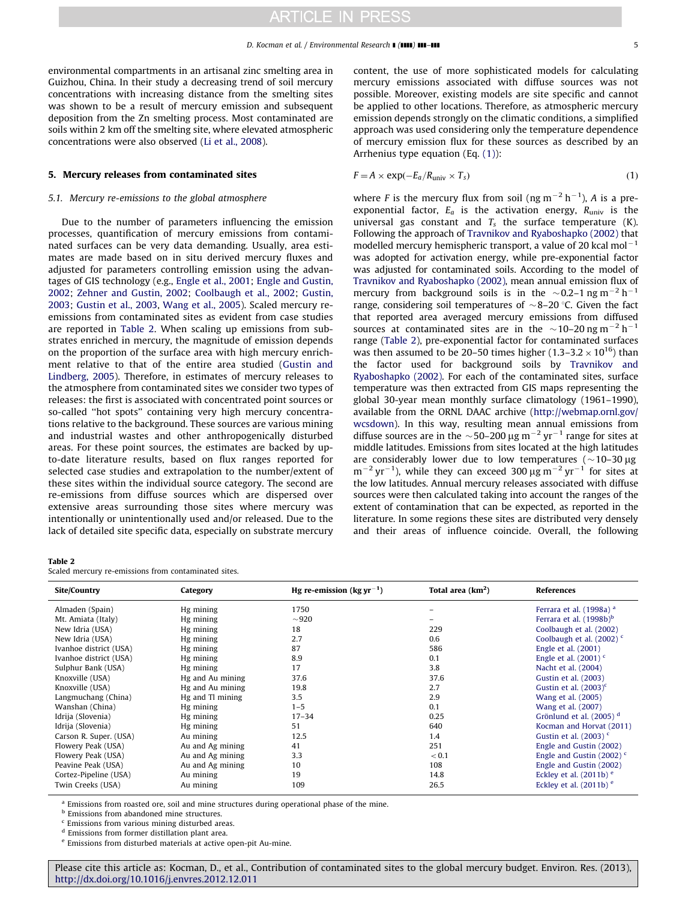environmental compartments in an artisanal zinc smelting area in Guizhou, China. In their study a decreasing trend of soil mercury concentrations with increasing distance from the smelting sites was shown to be a result of mercury emission and subsequent deposition from the Zn smelting process. Most contaminated are soils within 2 km off the smelting site, where elevated atmospheric concentrations were also observed (Li et al., 2008).

## 5. Mercury releases from contaminated sites

### 5.1. Mercury re-emissions to the global atmosphere

Due to the number of parameters influencing the emission processes, quantification of mercury emissions from contaminated surfaces can be very data demanding. Usually, area estimates are made based on in situ derived mercury fluxes and adjusted for parameters controlling emission using the advantages of GIS technology (e.g., Engle et al., 2001; Engle and Gustin, 2002; Zehner and Gustin, 2002; Coolbaugh et al., 2002; Gustin, 2003; Gustin et al., 2003, Wang et al., 2005). Scaled mercury re-emissions from contaminated sites as evident from case studies are reported in Table 2. When scaling up emissions from substrates enriched in mercury, the magnitude of emission depends on the proportion of the surface area with high mercury enrichment relative to that of the entire area studied (Gustin and Lindberg, 2005). Therefore, in estimates of mercury releases to the atmosphere from contaminated sites we consider two types of releases: the first is associated with concentrated point sources or so-called "hot spots" containing very high mercury concentrations relative to the background. These sources are various mining and industrial wastes and other anthropogenically disturbed areas. For these point sources, the estimates are backed by up-to-date literature results, based on flux ranges reported for selected case studies and extrapolation to the number/extent of these sites within the individual source category. The second are re-emissions from diffuse sources which are dispersed over extensive areas surrounding those sites where mercury was intentionally or unintentionally used and/or released. Due to the lack of detailed site specific data, especially on substrate mercury content, the use of more sophisticated models for calculating mercury emissions associated with diffuse sources was not possible. Moreover, existing models are site specific and cannot be applied to other locations. Therefore, as atmospheric mercury emission depends strongly on the climatic conditions, a simplified approach was used considering only the temperature dependence of mercury emission flux for these sources as described by an Arrhenius type equation (Eq. (1)):

$$F = A \times \exp(-E_a/R_{\text{univ}} \times T_s) \tag{1}$$

where $F$ is the mercury flux from soil (ng m$^{-2}$ h$^{-1}$), $A$ is a pre-exponential factor, $E_a$ is the activation energy, $R_{\text{univ}}$ is the universal gas constant and $T_s$ the surface temperature (K). Following the approach of Travnikov and Ryaboshapko (2002) that modelled mercury hemispheric transport, a value of 20 kcal mol$^{-1}$ was adopted for activation energy, while pre-exponential factor was adjusted for contaminated soils. According to the model of Travnikov and Ryaboshapko (2002), mean annual emission flux of mercury from background soils is in the ~0.2–1 ng m$^{-2}$ h$^{-1}$ range, considering soil temperatures of ~8–20 °C. Given the fact that reported area averaged mercury emissions from diffused sources at contaminated sites are in the ~10–20 ng m$^{-2}$ h$^{-1}$ range (Table 2), pre-exponential factor for contaminated surfaces was then assumed to be 20–50 times higher ($1.3$–$3.2 \times 10^{16}$) than the factor used for background soils by Travnikov and Ryaboshapko (2002). For each of the contaminated sites, surface temperature was then extracted from GIS maps representing the global 30-year mean monthly surface climatology (1961–1990), available from the ORNL DAAC archive (http://webmap.ornl.gov/wcsdown). In this way, resulting mean annual emissions from diffuse sources are in the ~50–200 μg m$^{-2}$ yr$^{-1}$ range for sites at middle latitudes. Emissions from sites located at the high latitudes are considerably lower due to low temperatures (~10–30 μg m$^{-2}$ yr$^{-1}$), while they can exceed 300 μg m$^{-2}$ yr$^{-1}$ for sites at the low latitudes. Annual mercury releases associated with diffuse sources were then calculated taking into account the ranges of the extent of contamination that can be expected, as reported in the literature. In some regions these sites are distributed very densely and their areas of influence coincide. Overall, the following

**Table 2**
Scaled mercury re-emissions from contaminated sites.

| Site/Country | Category | Hg re-emission (kg yr$^{-1}$) | Total area (km$^2$) | References |
|---|---|---|---|---|
| Almaden (Spain) | Hg mining | 1750 | – | Ferrara et al. (1998a) [a] |
| Mt. Amiata (Italy) | Hg mining | ~920 | – | Ferrara et al. (1998b)[b] |
| New Idria (USA) | Hg mining | 18 | 229 | Coolbaugh et al. (2002) |
| New Idria (USA) | Hg mining | 2.7 | 0.6 | Coolbaugh et al. (2002) [c] |
| Ivanhoe district (USA) | Hg mining | 87 | 586 | Engle et al. (2001) |
| Ivanhoe district (USA) | Hg mining | 8.9 | 0.1 | Engle et al. (2001) [c] |
| Sulphur Bank (USA) | Hg mining | 17 | 3.8 | Nacht et al. (2004) |
| Knoxville (USA) | Hg and Au mining | 37.6 | 37.6 | Gustin et al. (2003) |
| Knoxville (USA) | Hg and Au mining | 19.8 | 2.7 | Gustin et al. (2003)[c] |
| Langmuchang (China) | Hg and Tl mining | 3.5 | 2.9 | Wang et al. (2005) |
| Wanshan (China) | Hg mining | 1–5 | 0.1 | Wang et al. (2007) |
| Idrija (Slovenia) | Hg mining | 17–34 | 0.25 | Grönlund et al. (2005) [d] |
| Idrija (Slovenia) | Hg mining | 51 | 640 | Kocman and Horvat (2011) |
| Carson R. Super. (USA) | Au mining | 12.5 | 1.4 | Gustin et al. (2003) [c] |
| Flowery Peak (USA) | Au and Ag mining | 41 | 251 | Engle and Gustin (2002) |
| Flowery Peak (USA) | Au and Ag mining | 3.3 | < 0.1 | Engle and Gustin (2002) [c] |
| Peavine Peak (USA) | Au and Ag mining | 10 | 108 | Engle and Gustin (2002) |
| Cortez-Pipeline (USA) | Au mining | 19 | 14.8 | Eckley et al. (2011b) [e] |
| Twin Creeks (USA) | Au mining | 109 | 26.5 | Eckley et al. (2011b) [e] |

[a] Emissions from roasted ore, soil and mine structures during operational phase of the mine.
[b] Emissions from abandoned mine structures.
[c] Emissions from various mining disturbed areas.
[d] Emissions from former distillation plant area.
[e] Emissions from disturbed materials at active open-pit Au-mine.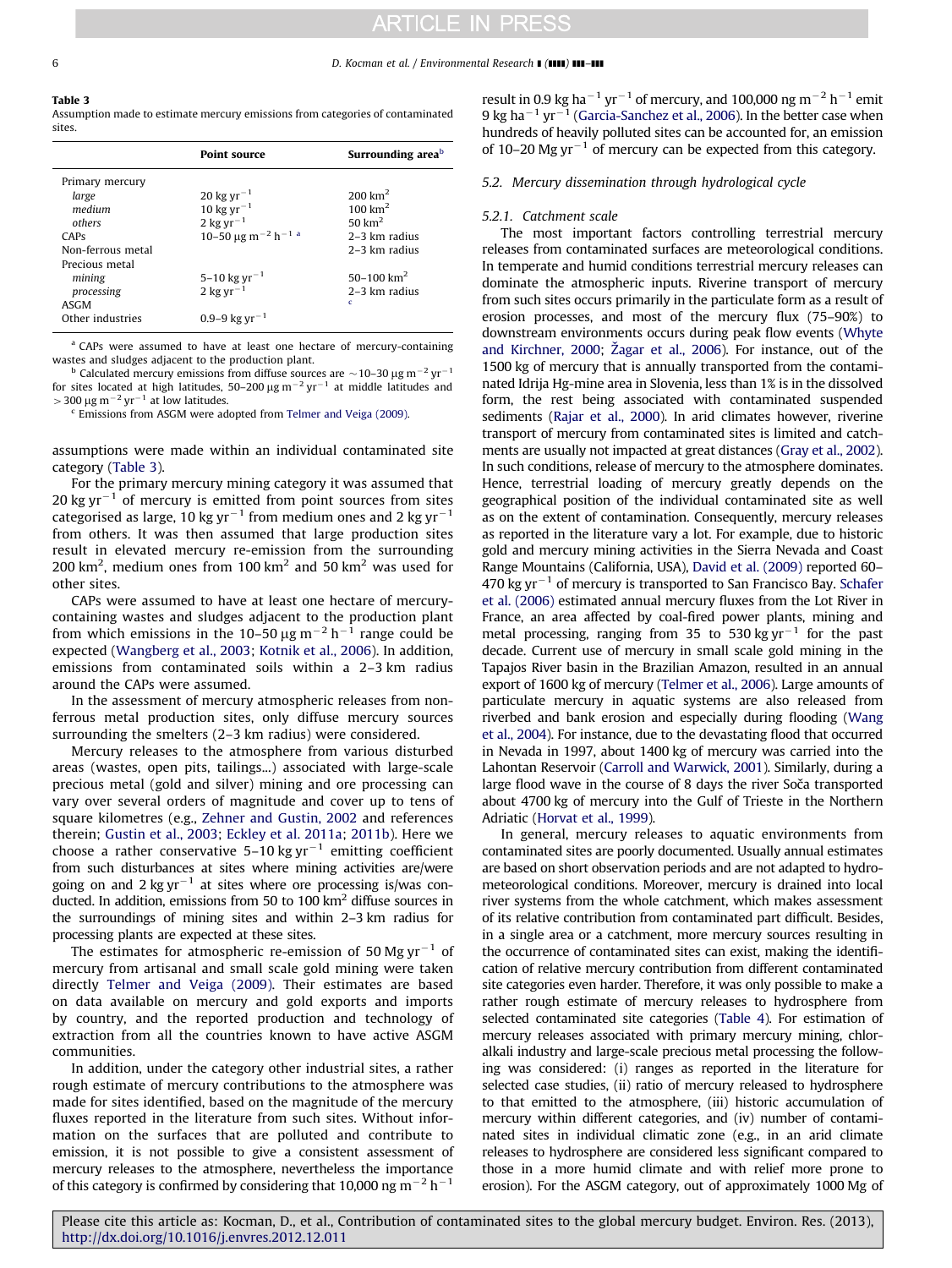**Table 3**
Assumption made to estimate mercury emissions from categories of contaminated sites.

| | Point source | Surrounding area[b] |
|---|---|---|
| Primary mercury | | |
| *large* | 20 kg yr$^{-1}$ | 200 km$^2$ |
| *medium* | 10 kg yr$^{-1}$ | 100 km$^2$ |
| *others* | 2 kg yr$^{-1}$ | 50 km$^2$ |
| CAPs | 10–50 μg m$^{-2}$ h$^{-1}$ [a] | 2–3 km radius |
| Non-ferrous metal | | 2–3 km radius |
| Precious metal | | |
| *mining* | 5–10 kg yr$^{-1}$ | 50–100 km$^2$ |
| *processing* | 2 kg yr$^{-1}$ | 2–3 km radius |
| ASGM | | [c] |
| Other industries | 0.9–9 kg yr$^{-1}$ | |

[a] CAPs were assumed to have at least one hectare of mercury-containing wastes and sludges adjacent to the production plant.
[b] Calculated mercury emissions from diffuse sources are ~10–30 μg m$^{-2}$ yr$^{-1}$ for sites located at high latitudes, 50–200 μg m$^{-2}$ yr$^{-1}$ at middle latitudes and >300 μg m$^{-2}$ yr$^{-1}$ at low latitudes.
[c] Emissions from ASGM were adopted from Telmer and Veiga (2009).

assumptions were made within an individual contaminated site category (Table 3).

For the primary mercury mining category it was assumed that 20 kg yr$^{-1}$ of mercury is emitted from point sources from sites categorised as large, 10 kg yr$^{-1}$ from medium ones and 2 kg yr$^{-1}$ from others. It was then assumed that large production sites result in elevated mercury re-emission from the surrounding 200 km$^2$, medium ones from 100 km$^2$ and 50 km$^2$ was used for other sites.

CAPs were assumed to have at least one hectare of mercury-containing wastes and sludges adjacent to the production plant from which emissions in the 10–50 μg m$^{-2}$ h$^{-1}$ range could be expected (Wangberg et al., 2003; Kotnik et al., 2006). In addition, emissions from contaminated soils within a 2–3 km radius around the CAPs were assumed.

In the assessment of mercury atmospheric releases from non-ferrous metal production sites, only diffuse mercury sources surrounding the smelters (2–3 km radius) were considered.

Mercury releases to the atmosphere from various disturbed areas (wastes, open pits, tailings...) associated with large-scale precious metal (gold and silver) mining and ore processing can vary over several orders of magnitude and cover up to tens of square kilometres (e.g., Zehner and Gustin, 2002 and references therein; Gustin et al., 2003; Eckley et al. 2011a; 2011b). Here we choose a rather conservative 5–10 kg yr$^{-1}$ emitting coefficient from such disturbances at sites where mining activities are/were going on and 2 kg yr$^{-1}$ at sites where ore processing is/was conducted. In addition, emissions from 50 to 100 km$^2$ diffuse sources in the surroundings of mining sites and within 2–3 km radius for processing plants are expected at these sites.

The estimates for atmospheric re-emission of 50 Mg yr$^{-1}$ of mercury from artisanal and small scale gold mining were taken directly Telmer and Veiga (2009). Their estimates are based on data available on mercury and gold exports and imports by country, and the reported production and technology of extraction from all the countries known to have active ASGM communities.

In addition, under the category other industrial sites, a rather rough estimate of mercury contributions to the atmosphere was made for sites identified, based on the magnitude of the mercury fluxes reported in the literature from such sites. Without information on the surfaces that are polluted and contribute to emission, it is not possible to give a consistent assessment of mercury releases to the atmosphere, nevertheless the importance of this category is confirmed by considering that 10,000 ng m$^{-2}$ h$^{-1}$ result in 0.9 kg ha$^{-1}$ yr$^{-1}$ of mercury, and 100,000 ng m$^{-2}$ h$^{-1}$ emit 9 kg ha$^{-1}$ yr$^{-1}$ (Garcia-Sanchez et al., 2006). In the better case when hundreds of heavily polluted sites can be accounted for, an emission of 10–20 Mg yr$^{-1}$ of mercury can be expected from this category.

### 5.2. Mercury dissemination through hydrological cycle

#### 5.2.1. Catchment scale

The most important factors controlling terrestrial mercury releases from contaminated surfaces are meteorological conditions. In temperate and humid conditions terrestrial mercury releases can dominate the atmospheric inputs. Riverine transport of mercury from such sites occurs primarily in the particulate form as a result of erosion processes, and most of the mercury flux (75–90%) to downstream environments occurs during peak flow events (Whyte and Kirchner, 2000; Žagar et al., 2006). For instance, out of the 1500 kg of mercury that is annually transported from the contaminated Idrija Hg-mine area in Slovenia, less than 1% is in the dissolved form, the rest being associated with contaminated suspended sediments (Rajar et al., 2000). In arid climates however, riverine transport of mercury from contaminated sites is limited and catchments are usually not impacted at great distances (Gray et al., 2002). In such conditions, release of mercury to the atmosphere dominates. Hence, terrestrial loading of mercury greatly depends on the geographical position of the individual contaminated site as well as on the extent of contamination. Consequently, mercury releases as reported in the literature vary a lot. For example, due to historic gold and mercury mining activities in the Sierra Nevada and Coast Range Mountains (California, USA), David et al. (2009) reported 60–470 kg yr$^{-1}$ of mercury is transported to San Francisco Bay. Schafer et al. (2006) estimated annual mercury fluxes from the Lot River in France, an area affected by coal-fired power plants, mining and metal processing, ranging from 35 to 530 kg yr$^{-1}$ for the past decade. Current use of mercury in small scale gold mining in the Tapajos River basin in the Brazilian Amazon, resulted in an annual export of 1600 kg of mercury (Telmer et al., 2006). Large amounts of particulate mercury in aquatic systems are also released from riverbed and bank erosion and especially during flooding (Wang et al., 2004). For instance, due to the devastating flood that occurred in Nevada in 1997, about 1400 kg of mercury was carried into the Lahontan Reservoir (Carroll and Warwick, 2001). Similarly, during a large flood wave in the course of 8 days the river Soča transported about 4700 kg of mercury into the Gulf of Trieste in the Northern Adriatic (Horvat et al., 1999).

In general, mercury releases to aquatic environments from contaminated sites are poorly documented. Usually annual estimates are based on short observation periods and are not adapted to hydro-meteorological conditions. Moreover, mercury is drained into local river systems from the whole catchment, which makes assessment of its relative contribution from contaminated part difficult. Besides, in a single area or a catchment, more mercury sources resulting in the occurrence of contaminated sites can exist, making the identification of relative mercury contribution from different contaminated site categories even harder. Therefore, it was only possible to make a rather rough estimate of mercury releases to hydrosphere from selected contaminated site categories (Table 4). For estimation of mercury releases associated with primary mercury mining, chlor-alkali industry and large-scale precious metal processing the following was considered: (i) ranges as reported in the literature for selected case studies, (ii) ratio of mercury released to hydrosphere to that emitted to the atmosphere, (iii) historic accumulation of mercury within different categories, and (iv) number of contaminated sites in individual climatic zone (e.g., in an arid climate releases to hydrosphere are considered less significant compared to those in a more humid climate and with relief more prone to erosion). For the ASGM category, out of approximately 1000 Mg of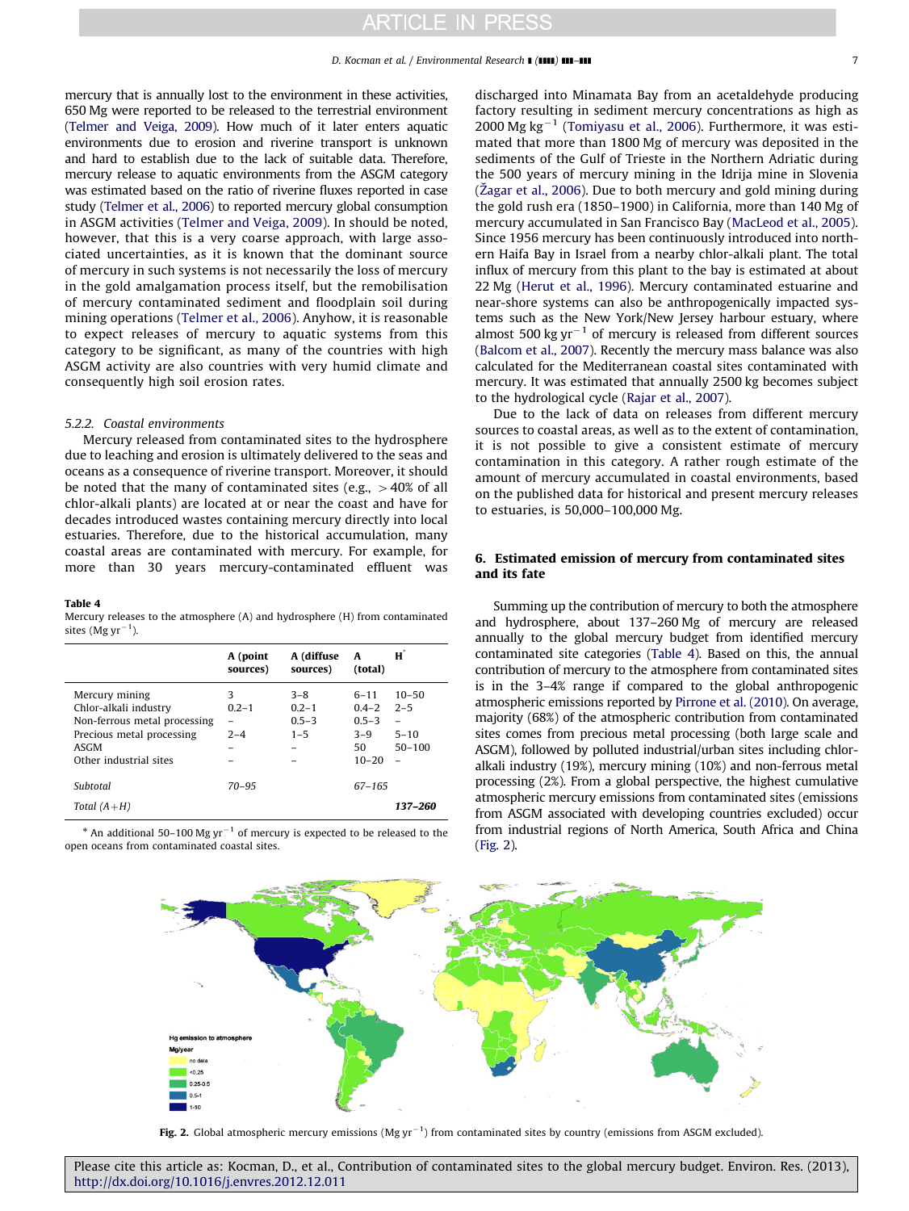mercury that is annually lost to the environment in these activities, 650 Mg were reported to be released to the terrestrial environment (Telmer and Veiga, 2009). How much of it later enters aquatic environments due to erosion and riverine transport is unknown and hard to establish due to the lack of suitable data. Therefore, mercury release to aquatic environments from the ASGM category was estimated based on the ratio of riverine fluxes reported in case study (Telmer et al., 2006) to reported mercury global consumption in ASGM activities (Telmer and Veiga, 2009). In should be noted, however, that this is a very coarse approach, with large associated uncertainties, as it is known that the dominant source of mercury in such systems is not necessarily the loss of mercury in the gold amalgamation process itself, but the remobilisation of mercury contaminated sediment and floodplain soil during mining operations (Telmer et al., 2006). Anyhow, it is reasonable to expect releases of mercury to aquatic systems from this category to be significant, as many of the countries with high ASGM activity are also countries with very humid climate and consequently high soil erosion rates.

#### 5.2.2. Coastal environments

Mercury released from contaminated sites to the hydrosphere due to leaching and erosion is ultimately delivered to the seas and oceans as a consequence of riverine transport. Moreover, it should be noted that the many of contaminated sites (e.g., >40% of all chlor-alkali plants) are located at or near the coast and have for decades introduced wastes containing mercury directly into local estuaries. Therefore, due to the historical accumulation, many coastal areas are contaminated with mercury. For example, for more than 30 years mercury-contaminated effluent was discharged into Minamata Bay from an acetaldehyde producing factory resulting in sediment mercury concentrations as high as 2000 Mg kg$^{-1}$ (Tomiyasu et al., 2006). Furthermore, it was estimated that more than 1800 Mg of mercury was deposited in the sediments of the Gulf of Trieste in the Northern Adriatic during the 500 years of mercury mining in the Idrija mine in Slovenia (Žagar et al., 2006). Due to both mercury and gold mining during the gold rush era (1850–1900) in California, more than 140 Mg of mercury accumulated in San Francisco Bay (MacLeod et al., 2005). Since 1956 mercury has been continuously introduced into northern Haifa Bay in Israel from a nearby chlor-alkali plant. The total influx of mercury from this plant to the bay is estimated at about 22 Mg (Herut et al., 1996). Mercury contaminated estuarine and near-shore systems can also be anthropogenically impacted systems such as the New York/New Jersey harbour estuary, where almost 500 kg yr$^{-1}$ of mercury is released from different sources (Balcom et al., 2007). Recently the mercury mass balance was also calculated for the Mediterranean coastal sites contaminated with mercury. It was estimated that annually 2500 kg becomes subject to the hydrological cycle (Rajar et al., 2007).

Due to the lack of data on releases from different mercury sources to coastal areas, as well as to the extent of contamination, it is not possible to give a consistent estimate of mercury contamination in this category. A rather rough estimate of the amount of mercury accumulated in coastal environments, based on the published data for historical and present mercury releases to estuaries, is 50,000–100,000 Mg.

**Table 4**
Mercury releases to the atmosphere (A) and hydrosphere (H) from contaminated sites (Mg yr$^{-1}$).

| | A (point sources) | A (diffuse sources) | A (total) | H* |
|---|---|---|---|---|
| Mercury mining | 3 | 3–8 | 6–11 | 10–50 |
| Chlor-alkali industry | 0.2–1 | 0.2–1 | 0.4–2 | 2–5 |
| Non-ferrous metal processing | – | 0.5–3 | 0.5–3 | – |
| Precious metal processing | 2–4 | 1–5 | 3–9 | 5–10 |
| ASGM | – | – | 50 | 50–100 |
| Other industrial sites | – | – | 10–20 | – |
| *Subtotal* | *70–95* | | *67–165* | |
| *Total (A+H)* | | | | ***137–260*** |

* An additional 50–100 Mg yr$^{-1}$ of mercury is expected to be released to the open oceans from contaminated coastal sites.

## 6. Estimated emission of mercury from contaminated sites and its fate

Summing up the contribution of mercury to both the atmosphere and hydrosphere, about 137–260 Mg of mercury are released annually to the global mercury budget from identified mercury contaminated site categories (Table 4). Based on this, the annual contribution of mercury to the atmosphere from contaminated sites is in the 3–4% range if compared to the global anthropogenic atmospheric emissions reported by Pirrone et al. (2010). On average, majority (68%) of the atmospheric contribution from contaminated sites comes from precious metal processing (both large scale and ASGM), followed by polluted industrial/urban sites including chlor-alkali industry (19%), mercury mining (10%) and non-ferrous metal processing (2%). From a global perspective, the highest cumulative atmospheric mercury emissions from contaminated sites (emissions from ASGM associated with developing countries excluded) occur from industrial regions of North America, South Africa and China (Fig. 2).

**Fig. 2.** Global atmospheric mercury emissions (Mg yr$^{-1}$) from contaminated sites by country (emissions from ASGM excluded).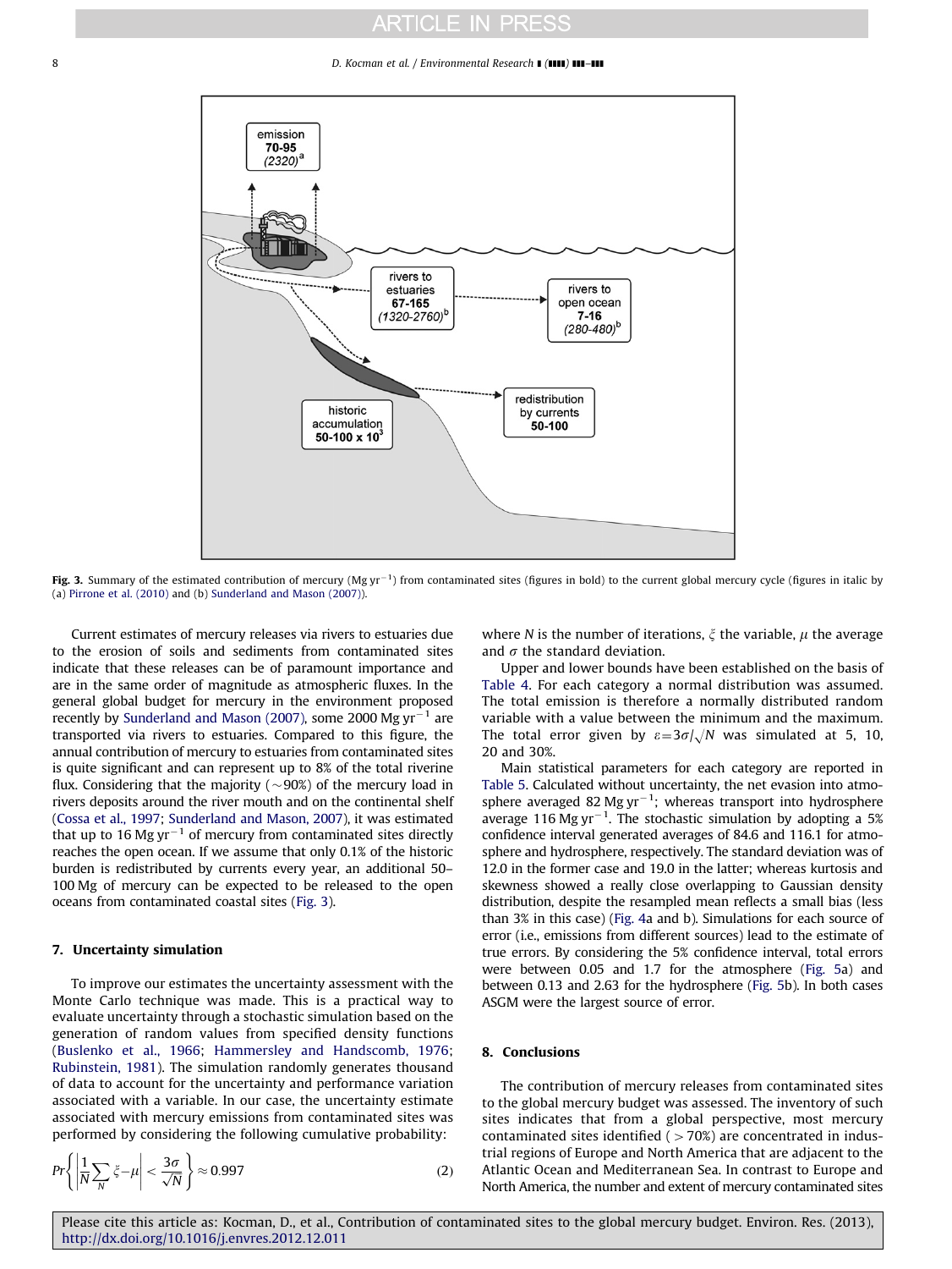Fig. 3. Summary of the estimated contribution of mercury (Mg $yr^{-1}$) from contaminated sites (figures in bold) to the current global mercury cycle (figures in italic by (a) Pirrone et al. (2010) and (b) Sunderland and Mason (2007)).

Current estimates of mercury releases via rivers to estuaries due to the erosion of soils and sediments from contaminated sites indicate that these releases can be of paramount importance and are in the same order of magnitude as atmospheric fluxes. In the general global budget for mercury in the environment proposed recently by Sunderland and Mason (2007), some 2000 Mg $yr^{-1}$ are transported via rivers to estuaries. Compared to this figure, the annual contribution of mercury to estuaries from contaminated sites is quite significant and can represent up to 8% of the total riverine flux. Considering that the majority (~90%) of the mercury load in rivers deposits around the river mouth and on the continental shelf (Cossa et al., 1997; Sunderland and Mason, 2007), it was estimated that up to 16 Mg $yr^{-1}$ of mercury from contaminated sites directly reaches the open ocean. If we assume that only 0.1% of the historic burden is redistributed by currents every year, an additional 50–100 Mg of mercury can be expected to be released to the open oceans from contaminated coastal sites (Fig. 3).

## 7. Uncertainty simulation

To improve our estimates the uncertainty assessment with the Monte Carlo technique was made. This is a practical way to evaluate uncertainty through a stochastic simulation based on the generation of random values from specified density functions (Buslenko et al., 1966; Hammersley and Handscomb, 1976; Rubinstein, 1981). The simulation randomly generates thousand of data to account for the uncertainty and performance variation associated with a variable. In our case, the uncertainty estimate associated with mercury emissions from contaminated sites was performed by considering the following cumulative probability:

$$Pr\left\{\left|\frac{1}{N}\sum_{N}\xi-\mu\right|<\frac{3\sigma}{\sqrt{N}}\right\}\approx 0.997 \tag{2}$$

where $N$ is the number of iterations, $\xi$ the variable, $\mu$ the average and $\sigma$ the standard deviation.

Upper and lower bounds have been established on the basis of Table 4. For each category a normal distribution was assumed. The total emission is therefore a normally distributed random variable with a value between the minimum and the maximum. The total error given by $\varepsilon=3\sigma/\sqrt{N}$ was simulated at 5, 10, 20 and 30%.

Main statistical parameters for each category are reported in Table 5. Calculated without uncertainty, the net evasion into atmosphere averaged 82 Mg $yr^{-1}$; whereas transport into hydrosphere average 116 Mg $yr^{-1}$. The stochastic simulation by adopting a 5% confidence interval generated averages of 84.6 and 116.1 for atmosphere and hydrosphere, respectively. The standard deviation was of 12.0 in the former case and 19.0 in the latter; whereas kurtosis and skewness showed a really close overlapping to Gaussian density distribution, despite the resampled mean reflects a small bias (less than 3% in this case) (Fig. 4a and b). Simulations for each source of error (i.e., emissions from different sources) lead to the estimate of true errors. By considering the 5% confidence interval, total errors were between 0.05 and 1.7 for the atmosphere (Fig. 5a) and between 0.13 and 2.63 for the hydrosphere (Fig. 5b). In both cases ASGM were the largest source of error.

## 8. Conclusions

The contribution of mercury releases from contaminated sites to the global mercury budget was assessed. The inventory of such sites indicates that from a global perspective, most mercury contaminated sites identified (>70%) are concentrated in industrial regions of Europe and North America that are adjacent to the Atlantic Ocean and Mediterranean Sea. In contrast to Europe and North America, the number and extent of mercury contaminated sites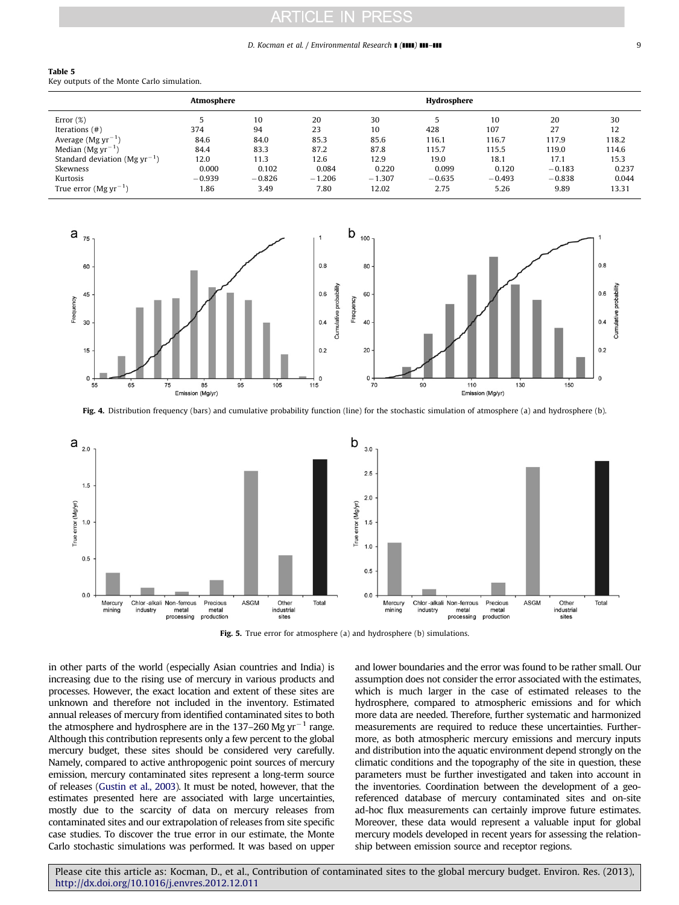**Table 5**
Key outputs of the Monte Carlo simulation.

| | Atmosphere | | | | Hydrosphere | | | |
|---|---|---|---|---|---|---|---|---|
| Error (%) | 5 | 10 | 20 | 30 | 5 | 10 | 20 | 30 |
| Iterations (#) | 374 | 94 | 23 | 10 | 428 | 107 | 27 | 12 |
| Average (Mg $yr^{-1}$) | 84.6 | 84.0 | 85.3 | 85.6 | 116.1 | 116.7 | 117.9 | 118.2 |
| Median (Mg $yr^{-1}$) | 84.4 | 83.3 | 87.2 | 87.8 | 115.7 | 115.5 | 119.0 | 114.6 |
| Standard deviation (Mg $yr^{-1}$) | 12.0 | 11.3 | 12.6 | 12.9 | 19.0 | 18.1 | 17.1 | 15.3 |
| Skewness | 0.000 | 0.102 | 0.084 | 0.220 | 0.099 | 0.120 | −0.183 | 0.237 |
| Kurtosis | −0.939 | −0.826 | −1.206 | −1.307 | −0.635 | −0.493 | −0.838 | 0.044 |
| True error (Mg $yr^{-1}$) | 1.86 | 3.49 | 7.80 | 12.02 | 2.75 | 5.26 | 9.89 | 13.31 |

a
Frequency
Cumulative probability
Emission (Mg/yr)
0 15 30 45 60 75
0 0.2 0.4 0.6 0.8 1
55 65 75 85 95 105 115

b
Frequency
Cumulative probability
Emission (Mg/yr)
0 20 40 60 80 100
0 0.2 0.4 0.6 0.8 1
70 90 110 130 150

**Fig. 4.** Distribution frequency (bars) and cumulative probability function (line) for the stochastic simulation of atmosphere (a) and hydrosphere (b).

a
True error (Mg/yr)
0.0 0.5 1.0 1.5 2.0
Mercury mining
Chlor-alkali industry
Non-ferrous metal processing
Precious metal production
ASGM
Other industrial sites
Total

b
True error (Mg/yr)
0.0 0.5 1.0 1.5 2.0 2.5 3.0
Mercury mining
Chlor-alkali industry
Non-ferrous metal processing
Precious metal production
ASGM
Other industrial sites
Total

**Fig. 5.** True error for atmosphere (a) and hydrosphere (b) simulations.

in other parts of the world (especially Asian countries and India) is increasing due to the rising use of mercury in various products and processes. However, the exact location and extent of these sites are unknown and therefore not included in the inventory. Estimated annual releases of mercury from identified contaminated sites to both the atmosphere and hydrosphere are in the 137–260 Mg $yr^{-1}$ range. Although this contribution represents only a few percent to the global mercury budget, these sites should be considered very carefully. Namely, compared to active anthropogenic point sources of mercury emission, mercury contaminated sites represent a long-term source of releases (Gustin et al., 2003). It must be noted, however, that the estimates presented here are associated with large uncertainties, mostly due to the scarcity of data on mercury releases from contaminated sites and our extrapolation of releases from site specific case studies. To discover the true error in our estimate, the Monte Carlo stochastic simulations was performed. It was based on upper and lower boundaries and the error was found to be rather small. Our assumption does not consider the error associated with the estimates, which is much larger in the case of estimated releases to the hydrosphere, compared to atmospheric emissions and for which more data are needed. Therefore, further systematic and harmonized measurements are required to reduce these uncertainties. Furthermore, as both atmospheric mercury emissions and mercury inputs and distribution into the aquatic environment depend strongly on the climatic conditions and the topography of the site in question, these parameters must be further investigated and taken into account in the inventories. Coordination between the development of a geo-referenced database of mercury contaminated sites and on-site ad-hoc flux measurements can certainly improve future estimates. Moreover, these data would represent a valuable input for global mercury models developed in recent years for assessing the relationship between emission source and receptor regions.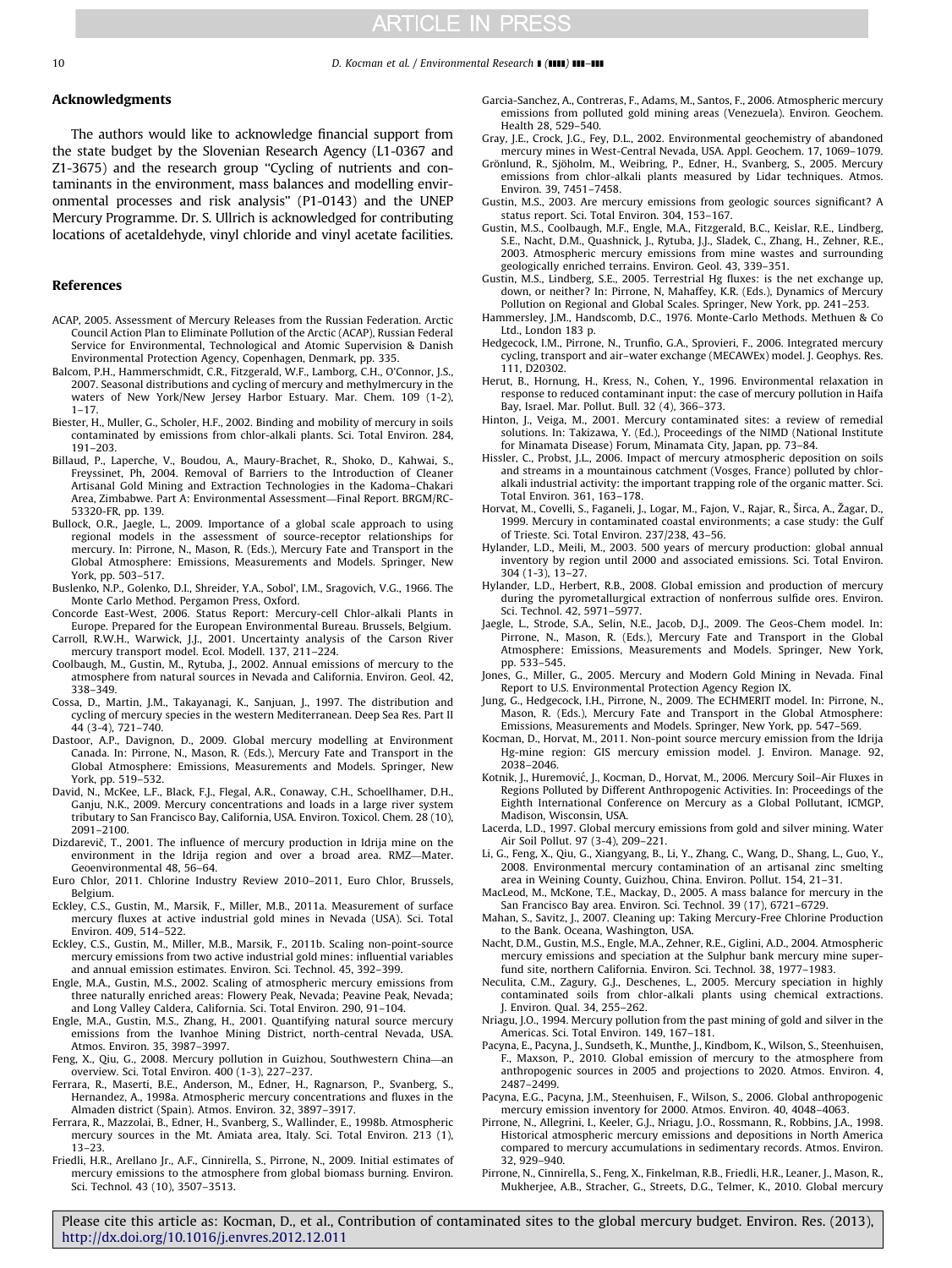## Acknowledgments

The authors would like to acknowledge financial support from the state budget by the Slovenian Research Agency (L1-0367 and Z1-3675) and the research group "Cycling of nutrients and contaminants in the environment, mass balances and modelling environmental processes and risk analysis" (P1-0143) and the UNEP Mercury Programme. Dr. S. Ullrich is acknowledged for contributing locations of acetaldehyde, vinyl chloride and vinyl acetate facilities.

## References

ACAP, 2005. Assessment of Mercury Releases from the Russian Federation. Arctic Council Action Plan to Eliminate Pollution of the Arctic (ACAP), Russian Federal Service for Environmental, Technological and Atomic Supervision & Danish Environmental Protection Agency, Copenhagen, Denmark, pp. 335.

Balcom, P.H., Hammerschmidt, C.R., Fitzgerald, W.F., Lamborg, C.H., O'Connor, J.S., 2007. Seasonal distributions and cycling of mercury and methylmercury in the waters of New York/New Jersey Harbor Estuary. Mar. Chem. 109 (1-2), 1–17.

Biester, H., Muller, G., Scholer, H.F., 2002. Binding and mobility of mercury in soils contaminated by emissions from chlor-alkali plants. Sci. Total Environ. 284, 191–203.

Billaud, P., Laperche, V., Boudou, A., Maury-Brachet, R., Shoko, D., Kahwai, S., Freyssinet, Ph, 2004. Removal of Barriers to the Introduction of Cleaner Artisanal Gold Mining and Extraction Technologies in the Kadoma–Chakari Area, Zimbabwe. Part A: Environmental Assessment—Final Report. BRGM/RC-53320-FR, pp. 139.

Bullock, O.R., Jaegle, L., 2009. Importance of a global scale approach to using regional models in the assessment of source-receptor relationships for mercury. In: Pirrone, N., Mason, R. (Eds.), Mercury Fate and Transport in the Global Atmosphere: Emissions, Measurements and Models. Springer, New York, pp. 503–517.

Buslenko, N.P., Golenko, D.I., Shreider, Y.A., Sobol', I.M., Sragovich, V.G., 1966. The Monte Carlo Method. Pergamon Press, Oxford.

Concorde East-West, 2006. Status Report: Mercury-cell Chlor-alkali Plants in Europe. Prepared for the European Environmental Bureau. Brussels, Belgium.

Carroll, R.W.H., Warwick, J.J., 2001. Uncertainty analysis of the Carson River mercury transport model. Ecol. Modell. 137, 211–224.

Coolbaugh, M., Gustin, M., Rytuba, J., 2002. Annual emissions of mercury to the atmosphere from natural sources in Nevada and California. Environ. Geol. 42, 338–349.

Cossa, D., Martin, J.M., Takayanagi, K., Sanjuan, J., 1997. The distribution and cycling of mercury species in the western Mediterranean. Deep Sea Res. Part II 44 (3-4), 721–740.

Dastoor, A.P., Davignon, D., 2009. Global mercury modelling at Environment Canada. In: Pirrone, N., Mason, R. (Eds.), Mercury Fate and Transport in the Global Atmosphere: Emissions, Measurements and Models. Springer, New York, pp. 519–532.

David, N., McKee, L.F., Black, F.J., Flegal, A.R., Conaway, C.H., Schoellhamer, D.H., Ganju, N.K., 2009. Mercury concentrations and loads in a large river system tributary to San Francisco Bay, California, USA. Environ. Toxicol. Chem. 28 (10), 2091–2100.

Dizdarevič, T., 2001. The influence of mercury production in Idrija mine on the environment in the Idrija region and over a broad area. RMZ—Mater. Geoenvironmental 48, 56–64.

Euro Chlor, 2011. Chlorine Industry Review 2010–2011, Euro Chlor, Brussels, Belgium.

Eckley, C.S., Gustin, M., Marsik, F., Miller, M.B., 2011a. Measurement of surface mercury fluxes at active industrial gold mines in Nevada (USA). Sci. Total Environ. 409, 514–522.

Eckley, C.S., Gustin, M., Miller, M.B., Marsik, F., 2011b. Scaling non-point-source mercury emissions from two active industrial gold mines: influential variables and annual emission estimates. Environ. Sci. Technol. 45, 392–399.

Engle, M.A., Gustin, M.S., 2002. Scaling of atmospheric mercury emissions from three naturally enriched areas: Flowery Peak, Nevada; Peavine Peak, Nevada; and Long Valley Caldera, California. Sci. Total Environ. 290, 91–104.

Engle, M.A., Gustin, M.S., Zhang, H., 2001. Quantifying natural source mercury emissions from the Ivanhoe Mining District, north-central Nevada, USA. Atmos. Environ. 35, 3987–3997.

Feng, X., Qiu, G., 2008. Mercury pollution in Guizhou, Southwestern China—an overview. Sci. Total Environ. 400 (1-3), 227–237.

Ferrara, R., Maserti, B.E., Anderson, M., Edner, H., Ragnarson, P., Svanberg, S., Hernandez, A., 1998a. Atmospheric mercury concentrations and fluxes in the Almaden district (Spain). Atmos. Environ. 32, 3897–3917.

Ferrara, R., Mazzolai, B., Edner, H., Svanberg, S., Wallinder, E., 1998b. Atmospheric mercury sources in the Mt. Amiata area, Italy. Sci. Total Environ. 213 (1), 13–23.

Friedli, H.R., Arellano Jr., A.F., Cinnirella, S., Pirrone, N., 2009. Initial estimates of mercury emissions to the atmosphere from global biomass burning. Environ. Sci. Technol. 43 (10), 3507–3513.

Garcia-Sanchez, A., Contreras, F., Adams, M., Santos, F., 2006. Atmospheric mercury emissions from polluted gold mining areas (Venezuela). Environ. Geochem. Health 28, 529–540.

Gray, J.E., Crock, J.G., Fey, D.L., 2002. Environmental geochemistry of abandoned mercury mines in West-Central Nevada, USA. Appl. Geochem. 17, 1069–1079.

Grönlund, R., Sjöholm, M., Weibring, P., Edner, H., Svanberg, S., 2005. Mercury emissions from chlor-alkali plants measured by Lidar techniques. Atmos. Environ. 39, 7451–7458.

Gustin, M.S., 2003. Are mercury emissions from geologic sources significant? A status report. Sci. Total Environ. 304, 153–167.

Gustin, M.S., Coolbaugh, M.F., Engle, M.A., Fitzgerald, B.C., Keislar, R.E., Lindberg, S.E., Nacht, D.M., Quashnick, J., Rytuba, J.J., Sladek, C., Zhang, H., Zehner, R.E., 2003. Atmospheric mercury emissions from mine wastes and surrounding geologically enriched terrains. Environ. Geol. 43, 339–351.

Gustin, M.S., Lindberg, S.E., 2005. Terrestrial Hg fluxes: is the net exchange up, down, or neither? In: Pirrone, N, Mahaffey, K.R. (Eds.), Dynamics of Mercury Pollution on Regional and Global Scales. Springer, New York, pp. 241–253.

Hammersley, J.M., Handscomb, D.C., 1976. Monte-Carlo Methods. Methuen & Co Ltd., London 183 p.

Hedgecock, I.M., Pirrone, N., Trunfio, G.A., Sprovieri, F., 2006. Integrated mercury cycling, transport and air–water exchange (MECAWEx) model. J. Geophys. Res. 111, D20302.

Herut, B., Hornung, H., Kress, N., Cohen, Y., 1996. Environmental relaxation in response to reduced contaminant input: the case of mercury pollution in Haifa Bay, Israel. Mar. Pollut. Bull. 32 (4), 366–373.

Hinton, J., Veiga, M., 2001. Mercury contaminated sites: a review of remedial solutions. In: Takizawa, Y. (Ed.), Proceedings of the NIMD (National Institute for Minamata Disease) Forum, Minamata City, Japan, pp. 73–84.

Hissler, C., Probst, J.L., 2006. Impact of mercury atmospheric deposition on soils and streams in a mountainous catchment (Vosges, France) polluted by chlor-alkali industrial activity: the important trapping role of the organic matter. Sci. Total Environ. 361, 163–178.

Horvat, M., Covelli, S., Faganeli, J., Logar, M., Fajon, V., Rajar, R., Širca, A., Žagar, D., 1999. Mercury in contaminated coastal environments; a case study: the Gulf of Trieste. Sci. Total Environ. 237/238, 43–56.

Hylander, L.D., Meili, M., 2003. 500 years of mercury production: global annual inventory by region until 2000 and associated emissions. Sci. Total Environ. 304 (1-3), 13–27.

Hylander, L.D., Herbert, R.B., 2008. Global emission and production of mercury during the pyrometallurgical extraction of nonferrous sulfide ores. Environ. Sci. Technol. 42, 5971–5977.

Jaegle, L., Strode, S.A., Selin, N.E., Jacob, D.J., 2009. The Geos-Chem model. In: Pirrone, N., Mason, R. (Eds.), Mercury Fate and Transport in the Global Atmosphere: Emissions, Measurements and Models. Springer, New York, pp. 533–545.

Jones, G., Miller, G., 2005. Mercury and Modern Gold Mining in Nevada. Final Report to U.S. Environmental Protection Agency Region IX.

Jung, G., Hedgecock, I.H., Pirrone, N., 2009. The ECHMERIT model. In: Pirrone, N., Mason, R. (Eds.), Mercury Fate and Transport in the Global Atmosphere: Emissions, Measurements and Models. Springer, New York, pp. 547–569.

Kocman, D., Horvat, M., 2011. Non-point source mercury emission from the Idrija Hg-mine region: GIS mercury emission model. J. Environ. Manage. 92, 2038–2046.

Kotnik, J., Huremović, J., Kocman, D., Horvat, M., 2006. Mercury Soil–Air Fluxes in Regions Polluted by Different Anthropogenic Activities. In: Proceedings of the Eighth International Conference on Mercury as a Global Pollutant, ICMGP, Madison, Wisconsin, USA.

Lacerda, L.D., 1997. Global mercury emissions from gold and silver mining. Water Air Soil Pollut. 97 (3-4), 209–221.

Li, G., Feng, X., Qiu, G., Xiangyang, B., Li, Y., Zhang, C., Wang, D., Shang, L., Guo, Y., 2008. Environmental mercury contamination of an artisanal zinc smelting area in Weining County, Guizhou, China. Environ. Pollut. 154, 21–31.

MacLeod, M., McKone, T.E., Mackay, D., 2005. A mass balance for mercury in the San Francisco Bay area. Environ. Sci. Technol. 39 (17), 6721–6729.

Mahan, S., Savitz, J., 2007. Cleaning up: Taking Mercury-Free Chlorine Production to the Bank. Oceana, Washington, USA.

Nacht, D.M., Gustin, M.S., Engle, M.A., Zehner, R.E., Giglini, A.D., 2004. Atmospheric mercury emissions and speciation at the Sulphur bank mercury mine superfund site, northern California. Environ. Sci. Technol. 38, 1977–1983.

Neculita, C.M., Zagury, G.J., Deschenes, L., 2005. Mercury speciation in highly contaminated soils from chlor-alkali plants using chemical extractions. J. Environ. Qual. 34, 255–262.

Nriagu, J.O., 1994. Mercury pollution from the past mining of gold and silver in the Americas. Sci. Total Environ. 149, 167–181.

Pacyna, E., Pacyna, J., Sundseth, K., Munthe, J., Kindbom, K., Wilson, S., Steenhuisen, F., Maxson, P., 2010. Global emission of mercury to the atmosphere from anthropogenic sources in 2005 and projections to 2020. Atmos. Environ. 4, 2487–2499.

Pacyna, E.G., Pacyna, J.M., Steenhuisen, F., Wilson, S., 2006. Global anthropogenic mercury emission inventory for 2000. Atmos. Environ. 40, 4048–4063.

Pirrone, N., Allegrini, I., Keeler, G.J., Nriagu, J.O., Rossmann, R., Robbins, J.A., 1998. Historical atmospheric mercury emissions and depositions in North America compared to mercury accumulations in sedimentary records. Atmos. Environ. 32, 929–940.

Pirrone, N., Cinnirella, S., Feng, X., Finkelman, R.B., Friedli, H.R., Leaner, J., Mason, R., Mukherjee, A.B., Stracher, G., Streets, D.G., Telmer, K., 2010. Global mercury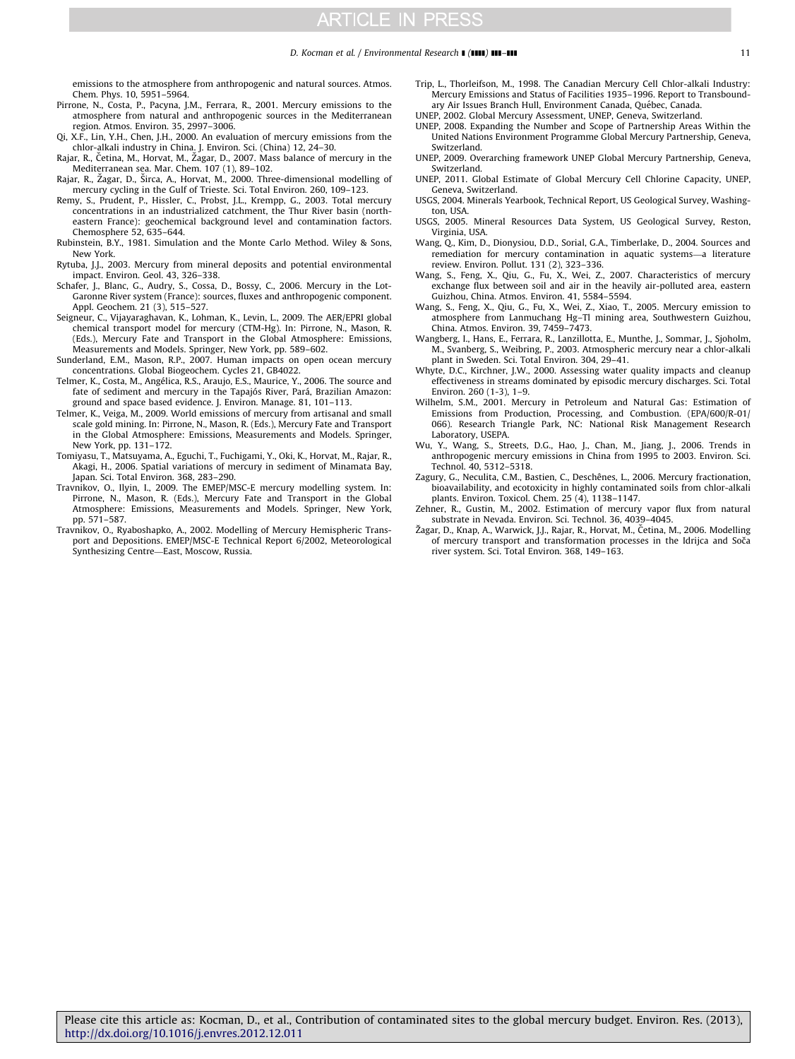emissions to the atmosphere from anthropogenic and natural sources. Atmos. Chem. Phys. 10, 5951–5964.

Pirrone, N., Costa, P., Pacyna, J.M., Ferrara, R., 2001. Mercury emissions to the atmosphere from natural and anthropogenic sources in the Mediterranean region. Atmos. Environ. 35, 2997–3006.

Qi, X.F., Lin, Y.H., Chen, J.H., 2000. An evaluation of mercury emissions from the chlor-alkali industry in China. J. Environ. Sci. (China) 12, 24–30.

Rajar, R., Četina, M., Horvat, M., Žagar, D., 2007. Mass balance of mercury in the Mediterranean sea. Mar. Chem. 107 (1), 89–102.

Rajar, R., Žagar, D., Širca, A., Horvat, M., 2000. Three-dimensional modelling of mercury cycling in the Gulf of Trieste. Sci. Total Environ. 260, 109–123.

Remy, S., Prudent, P., Hissler, C., Probst, J.L., Krempp, G., 2003. Total mercury concentrations in an industrialized catchment, the Thur River basin (north-eastern France): geochemical background level and contamination factors. Chemosphere 52, 635–644.

Rubinstein, B.Y., 1981. Simulation and the Monte Carlo Method. Wiley & Sons, New York.

Rytuba, J.J., 2003. Mercury from mineral deposits and potential environmental impact. Environ. Geol. 43, 326–338.

Schafer, J., Blanc, G., Audry, S., Cossa, D., Bossy, C., 2006. Mercury in the Lot-Garonne River system (France): sources, fluxes and anthropogenic component. Appl. Geochem. 21 (3), 515–527.

Seigneur, C., Vijayaraghavan, K., Lohman, K., Levin, L., 2009. The AER/EPRI global chemical transport model for mercury (CTM-Hg). In: Pirrone, N., Mason, R. (Eds.), Mercury Fate and Transport in the Global Atmosphere: Emissions, Measurements and Models. Springer, New York, pp. 589–602.

Sunderland, E.M., Mason, R.P., 2007. Human impacts on open ocean mercury concentrations. Global Biogeochem. Cycles 21, GB4022.

Telmer, K., Costa, M., Angélica, R.S., Araujo, E.S., Maurice, Y., 2006. The source and fate of sediment and mercury in the Tapajós River, Pará, Brazilian Amazon: ground and space based evidence. J. Environ. Manage. 81, 101–113.

Telmer, K., Veiga, M., 2009. World emissions of mercury from artisanal and small scale gold mining. In: Pirrone, N., Mason, R. (Eds.), Mercury Fate and Transport in the Global Atmosphere: Emissions, Measurements and Models. Springer, New York, pp. 131–172.

Tomiyasu, T., Matsuyama, A., Eguchi, T., Fuchigami, Y., Oki, K., Horvat, M., Rajar, R., Akagi, H., 2006. Spatial variations of mercury in sediment of Minamata Bay, Japan. Sci. Total Environ. 368, 283–290.

Travnikov, O., Ilyin, I., 2009. The EMEP/MSC-E mercury modelling system. In: Pirrone, N., Mason, R. (Eds.), Mercury Fate and Transport in the Global Atmosphere: Emissions, Measurements and Models. Springer, New York, pp. 571–587.

Travnikov, O., Ryaboshapko, A., 2002. Modelling of Mercury Hemispheric Transport and Depositions. EMEP/MSC-E Technical Report 6/2002, Meteorological Synthesizing Centre—East, Moscow, Russia.

Trip, L., Thorleifson, M., 1998. The Canadian Mercury Cell Chlor-alkali Industry: Mercury Emissions and Status of Facilities 1935–1996. Report to Transboundary Air Issues Branch Hull, Environment Canada, Québec, Canada.

UNEP, 2002. Global Mercury Assessment, UNEP, Geneva, Switzerland.

UNEP, 2008. Expanding the Number and Scope of Partnership Areas Within the United Nations Environment Programme Global Mercury Partnership, Geneva, Switzerland.

UNEP, 2009. Overarching framework UNEP Global Mercury Partnership, Geneva, Switzerland.

UNEP, 2011. Global Estimate of Global Mercury Cell Chlorine Capacity, UNEP, Geneva, Switzerland.

USGS, 2004. Minerals Yearbook, Technical Report, US Geological Survey, Washington, USA.

USGS, 2005. Mineral Resources Data System, US Geological Survey, Reston, Virginia, USA.

Wang, Q., Kim, D., Dionysiou, D.D., Sorial, G.A., Timberlake, D., 2004. Sources and remediation for mercury contamination in aquatic systems—a literature review. Environ. Pollut. 131 (2), 323–336.

Wang, S., Feng, X., Qiu, G., Fu, X., Wei, Z., 2007. Characteristics of mercury exchange flux between soil and air in the heavily air-polluted area, eastern Guizhou, China. Atmos. Environ. 41, 5584–5594.

Wang, S., Feng, X., Qiu, G., Fu, X., Wei, Z., Xiao, T., 2005. Mercury emission to atmosphere from Lanmuchang Hg–Tl mining area, Southwestern Guizhou, China. Atmos. Environ. 39, 7459–7473.

Wangberg, I., Hans, E., Ferrara, R., Lanzillotta, E., Munthe, J., Sommar, J., Sjoholm, M., Svanberg, S., Weibring, P., 2003. Atmospheric mercury near a chlor-alkali plant in Sweden. Sci. Total Environ. 304, 29–41.

Whyte, D.C., Kirchner, J.W., 2000. Assessing water quality impacts and cleanup effectiveness in streams dominated by episodic mercury discharges. Sci. Total Environ. 260 (1-3), 1–9.

Wilhelm, S.M., 2001. Mercury in Petroleum and Natural Gas: Estimation of Emissions from Production, Processing, and Combustion. (EPA/600/R-01/066). Research Triangle Park, NC: National Risk Management Research Laboratory, USEPA.

Wu, Y., Wang, S., Streets, D.G., Hao, J., Chan, M., Jiang, J., 2006. Trends in anthropogenic mercury emissions in China from 1995 to 2003. Environ. Sci. Technol. 40, 5312–5318.

Zagury, G., Neculita, C.M., Bastien, C., Deschênes, L., 2006. Mercury fractionation, bioavailability, and ecotoxicity in highly contaminated soils from chlor-alkali plants. Environ. Toxicol. Chem. 25 (4), 1138–1147.

Zehner, R., Gustin, M., 2002. Estimation of mercury vapor flux from natural substrate in Nevada. Environ. Sci. Technol. 36, 4039–4045.

Žagar, D., Knap, A., Warwick, J.J., Rajar, R., Horvat, M., Četina, M., 2006. Modelling of mercury transport and transformation processes in the Idrijca and Soča river system. Sci. Total Environ. 368, 149–163.